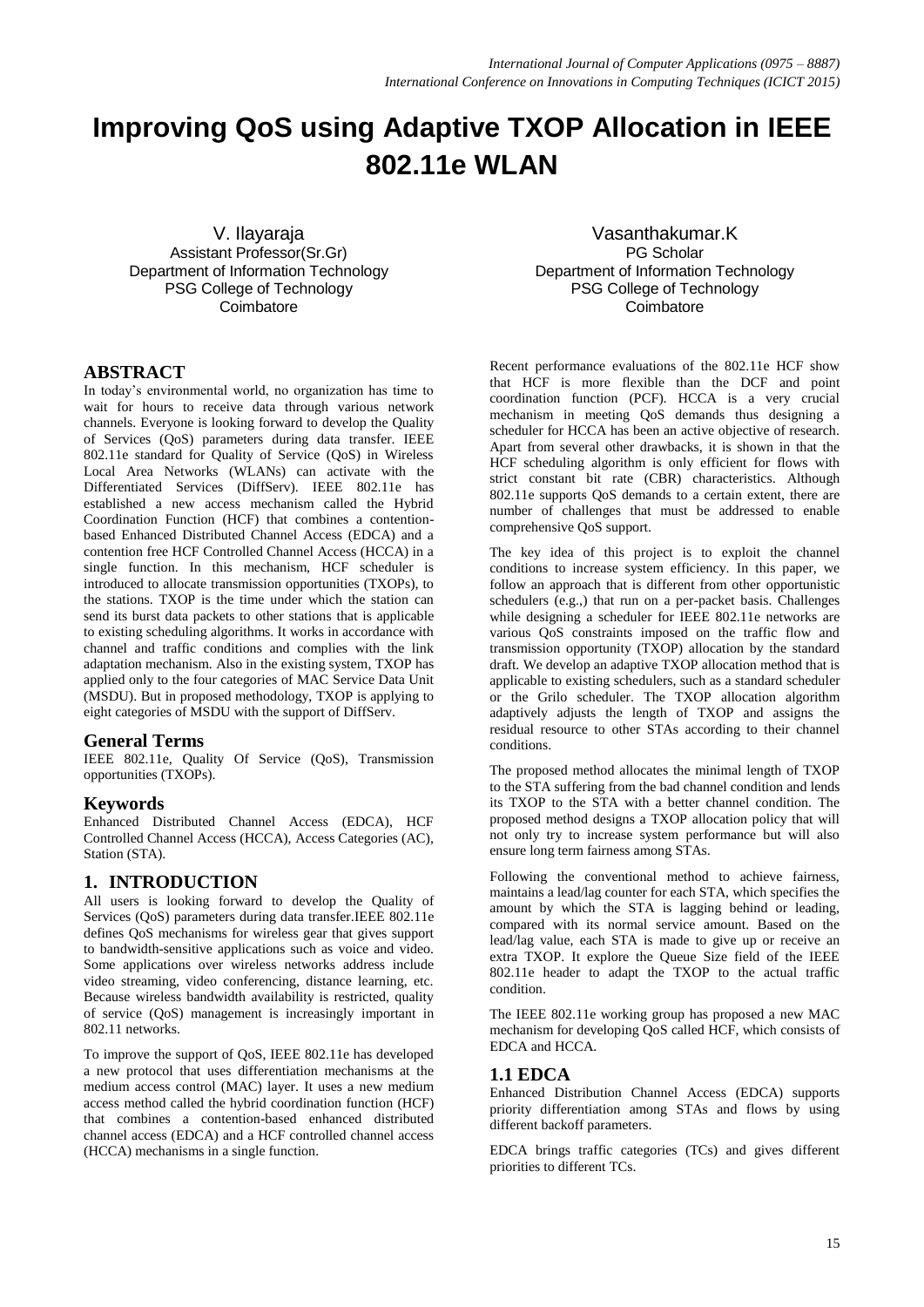# Improving QoS using Adaptive TXOP Allocation in IEEE 802.11e WLAN

V. Ilayaraja
Assistant Professor(Sr.Gr)
Department of Information Technology
PSG College of Technology
Coimbatore

Vasanthakumar.K
PG Scholar
Department of Information Technology
PSG College of Technology
Coimbatore

## ABSTRACT

In today's environmental world, no organization has time to wait for hours to receive data through various network channels. Everyone is looking forward to develop the Quality of Services (QoS) parameters during data transfer. IEEE 802.11e standard for Quality of Service (QoS) in Wireless Local Area Networks (WLANs) can activate with the Differentiated Services (DiffServ). IEEE 802.11e has established a new access mechanism called the Hybrid Coordination Function (HCF) that combines a contention-based Enhanced Distributed Channel Access (EDCA) and a contention free HCF Controlled Channel Access (HCCA) in a single function. In this mechanism, HCF scheduler is introduced to allocate transmission opportunities (TXOPs), to the stations. TXOP is the time under which the station can send its burst data packets to other stations that is applicable to existing scheduling algorithms. It works in accordance with channel and traffic conditions and complies with the link adaptation mechanism. Also in the existing system, TXOP has applied only to the four categories of MAC Service Data Unit (MSDU). But in proposed methodology, TXOP is applying to eight categories of MSDU with the support of DiffServ.

## General Terms

IEEE 802.11e, Quality Of Service (QoS), Transmission opportunities (TXOPs).

## Keywords

Enhanced Distributed Channel Access (EDCA), HCF Controlled Channel Access (HCCA), Access Categories (AC), Station (STA).

## 1. INTRODUCTION

All users is looking forward to develop the Quality of Services (QoS) parameters during data transfer.IEEE 802.11e defines QoS mechanisms for wireless gear that gives support to bandwidth-sensitive applications such as voice and video. Some applications over wireless networks address include video streaming, video conferencing, distance learning, etc. Because wireless bandwidth availability is restricted, quality of service (QoS) management is increasingly important in 802.11 networks.

To improve the support of QoS, IEEE 802.11e has developed a new protocol that uses differentiation mechanisms at the medium access control (MAC) layer. It uses a new medium access method called the hybrid coordination function (HCF) that combines a contention-based enhanced distributed channel access (EDCA) and a HCF controlled channel access (HCCA) mechanisms in a single function.

Recent performance evaluations of the 802.11e HCF show that HCF is more flexible than the DCF and point coordination function (PCF). HCCA is a very crucial mechanism in meeting QoS demands thus designing a scheduler for HCCA has been an active objective of research. Apart from several other drawbacks, it is shown in that the HCF scheduling algorithm is only efficient for flows with strict constant bit rate (CBR) characteristics. Although 802.11e supports QoS demands to a certain extent, there are number of challenges that must be addressed to enable comprehensive QoS support.

The key idea of this project is to exploit the channel conditions to increase system efficiency. In this paper, we follow an approach that is different from other opportunistic schedulers (e.g.,) that run on a per-packet basis. Challenges while designing a scheduler for IEEE 802.11e networks are various QoS constraints imposed on the traffic flow and transmission opportunity (TXOP) allocation by the standard draft. We develop an adaptive TXOP allocation method that is applicable to existing schedulers, such as a standard scheduler or the Grilo scheduler. The TXOP allocation algorithm adaptively adjusts the length of TXOP and assigns the residual resource to other STAs according to their channel conditions.

The proposed method allocates the minimal length of TXOP to the STA suffering from the bad channel condition and lends its TXOP to the STA with a better channel condition. The proposed method designs a TXOP allocation policy that will not only try to increase system performance but will also ensure long term fairness among STAs.

Following the conventional method to achieve fairness, maintains a lead/lag counter for each STA, which specifies the amount by which the STA is lagging behind or leading, compared with its normal service amount. Based on the lead/lag value, each STA is made to give up or receive an extra TXOP. It explore the Queue Size field of the IEEE 802.11e header to adapt the TXOP to the actual traffic condition.

The IEEE 802.11e working group has proposed a new MAC mechanism for developing QoS called HCF, which consists of EDCA and HCCA.

### 1.1 EDCA

Enhanced Distribution Channel Access (EDCA) supports priority differentiation among STAs and flows by using different backoff parameters.

EDCA brings traffic categories (TCs) and gives different priorities to different TCs.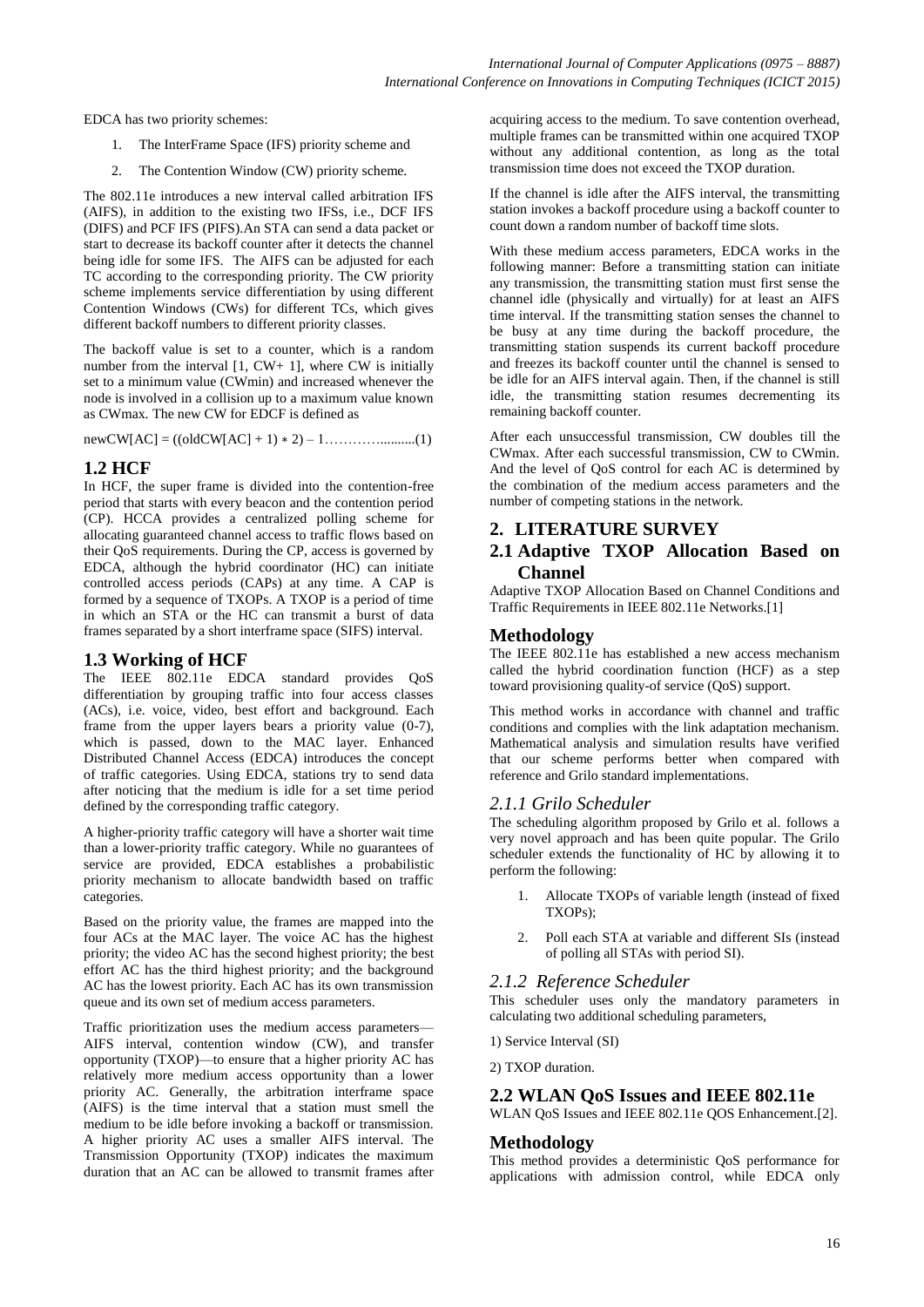EDCA has two priority schemes:

1. The InterFrame Space (IFS) priority scheme and
2. The Contention Window (CW) priority scheme.

The 802.11e introduces a new interval called arbitration IFS (AIFS), in addition to the existing two IFSs, i.e., DCF IFS (DIFS) and PCF IFS (PIFS).An STA can send a data packet or start to decrease its backoff counter after it detects the channel being idle for some IFS. The AIFS can be adjusted for each TC according to the corresponding priority. The CW priority scheme implements service differentiation by using different Contention Windows (CWs) for different TCs, which gives different backoff numbers to different priority classes.

The backoff value is set to a counter, which is a random number from the interval [1, CW+ 1], where CW is initially set to a minimum value (CWmin) and increased whenever the node is involved in a collision up to a maximum value known as CWmax. The new CW for EDCF is defined as

$$newCW[AC] = ((oldCW[AC] + 1) * 2) - 1 \quad (1)$$

## 1.2 HCF

In HCF, the super frame is divided into the contention-free period that starts with every beacon and the contention period (CP). HCCA provides a centralized polling scheme for allocating guaranteed channel access to traffic flows based on their QoS requirements. During the CP, access is governed by EDCA, although the hybrid coordinator (HC) can initiate controlled access periods (CAPs) at any time. A CAP is formed by a sequence of TXOPs. A TXOP is a period of time in which an STA or the HC can transmit a burst of data frames separated by a short interframe space (SIFS) interval.

## 1.3 Working of HCF

The IEEE 802.11e EDCA standard provides QoS differentiation by grouping traffic into four access classes (ACs), i.e. voice, video, best effort and background. Each frame from the upper layers bears a priority value (0-7), which is passed, down to the MAC layer. Enhanced Distributed Channel Access (EDCA) introduces the concept of traffic categories. Using EDCA, stations try to send data after noticing that the medium is idle for a set time period defined by the corresponding traffic category.

A higher-priority traffic category will have a shorter wait time than a lower-priority traffic category. While no guarantees of service are provided, EDCA establishes a probabilistic priority mechanism to allocate bandwidth based on traffic categories.

Based on the priority value, the frames are mapped into the four ACs at the MAC layer. The voice AC has the highest priority; the video AC has the second highest priority; the best effort AC has the third highest priority; and the background AC has the lowest priority. Each AC has its own transmission queue and its own set of medium access parameters.

Traffic prioritization uses the medium access parameters—AIFS interval, contention window (CW), and transfer opportunity (TXOP)—to ensure that a higher priority AC has relatively more medium access opportunity than a lower priority AC. Generally, the arbitration interframe space (AIFS) is the time interval that a station must smell the medium to be idle before invoking a backoff or transmission. A higher priority AC uses a smaller AIFS interval. The Transmission Opportunity (TXOP) indicates the maximum duration that an AC can be allowed to transmit frames after acquiring access to the medium. To save contention overhead, multiple frames can be transmitted within one acquired TXOP without any additional contention, as long as the total transmission time does not exceed the TXOP duration.

If the channel is idle after the AIFS interval, the transmitting station invokes a backoff procedure using a backoff counter to count down a random number of backoff time slots.

With these medium access parameters, EDCA works in the following manner: Before a transmitting station can initiate any transmission, the transmitting station must first sense the channel idle (physically and virtually) for at least an AIFS time interval. If the transmitting station senses the channel to be busy at any time during the backoff procedure, the transmitting station suspends its current backoff procedure and freezes its backoff counter until the channel is sensed to be idle for an AIFS interval again. Then, if the channel is still idle, the transmitting station resumes decrementing its remaining backoff counter.

After each unsuccessful transmission, CW doubles till the CWmax. After each successful transmission, CW to CWmin. And the level of QoS control for each AC is determined by the combination of the medium access parameters and the number of competing stations in the network.

# 2. LITERATURE SURVEY

## 2.1 Adaptive TXOP Allocation Based on Channel

Adaptive TXOP Allocation Based on Channel Conditions and Traffic Requirements in IEEE 802.11e Networks.[1]

### Methodology

The IEEE 802.11e has established a new access mechanism called the hybrid coordination function (HCF) as a step toward provisioning quality-of service (QoS) support.

This method works in accordance with channel and traffic conditions and complies with the link adaptation mechanism. Mathematical analysis and simulation results have verified that our scheme performs better when compared with reference and Grilo standard implementations.

### *2.1.1 Grilo Scheduler*

The scheduling algorithm proposed by Grilo et al. follows a very novel approach and has been quite popular. The Grilo scheduler extends the functionality of HC by allowing it to perform the following:

1. Allocate TXOPs of variable length (instead of fixed TXOPs);
2. Poll each STA at variable and different SIs (instead of polling all STAs with period SI).

### *2.1.2 Reference Scheduler*

This scheduler uses only the mandatory parameters in calculating two additional scheduling parameters,

1) Service Interval (SI)

2) TXOP duration.

## 2.2 WLAN QoS Issues and IEEE 802.11e

WLAN QoS Issues and IEEE 802.11e QOS Enhancement.[2].

### Methodology

This method provides a deterministic QoS performance for applications with admission control, while EDCA only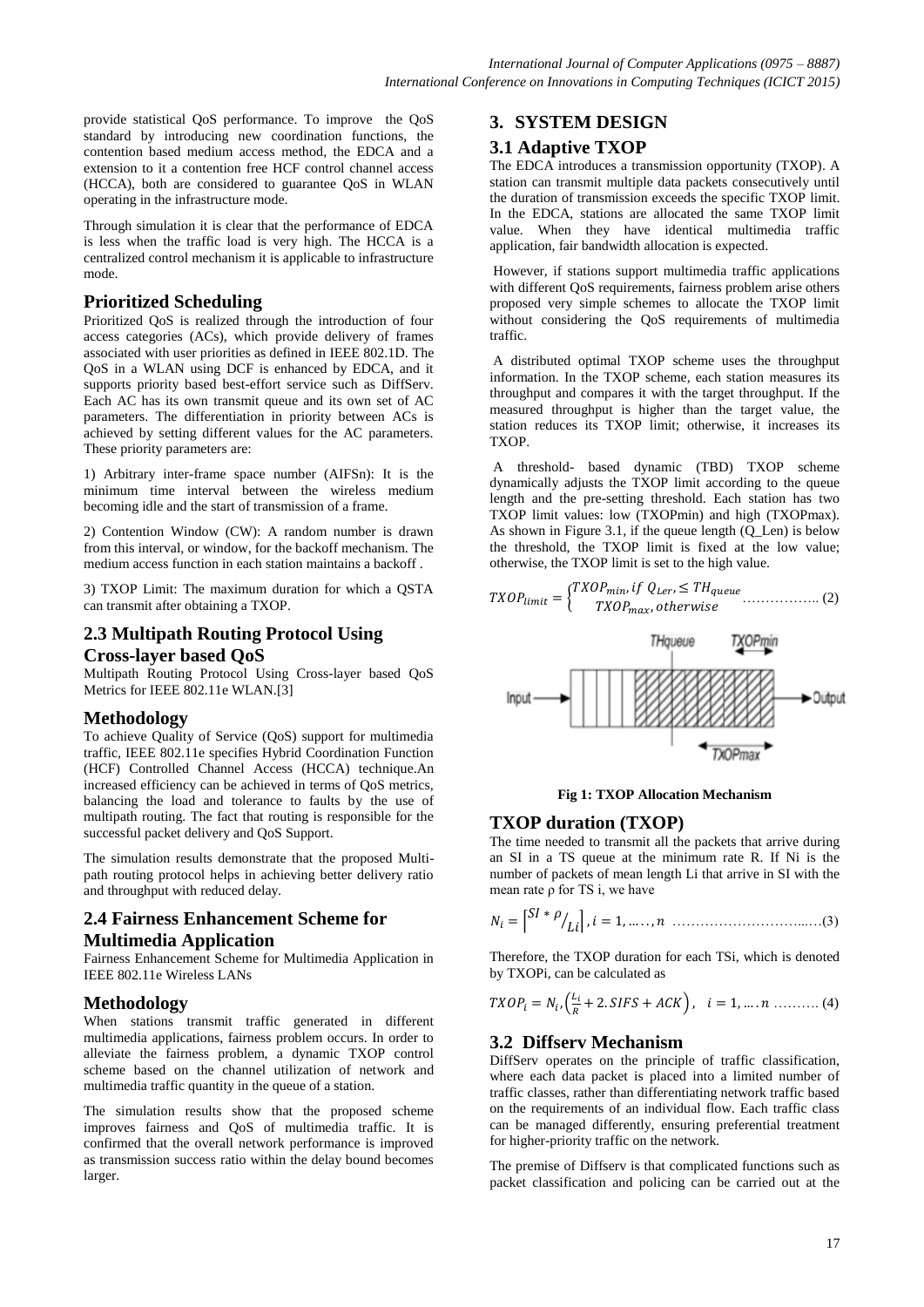provide statistical QoS performance. To improve the QoS standard by introducing new coordination functions, the contention based medium access method, the EDCA and a extension to it a contention free HCF control channel access (HCCA), both are considered to guarantee QoS in WLAN operating in the infrastructure mode.

Through simulation it is clear that the performance of EDCA is less when the traffic load is very high. The HCCA is a centralized control mechanism it is applicable to infrastructure mode.

## Prioritized Scheduling

Prioritized QoS is realized through the introduction of four access categories (ACs), which provide delivery of frames associated with user priorities as defined in IEEE 802.1D. The QoS in a WLAN using DCF is enhanced by EDCA, and it supports priority based best-effort service such as DiffServ. Each AC has its own transmit queue and its own set of AC parameters. The differentiation in priority between ACs is achieved by setting different values for the AC parameters. These priority parameters are:

1) Arbitrary inter-frame space number (AIFSn): It is the minimum time interval between the wireless medium becoming idle and the start of transmission of a frame.

2) Contention Window (CW): A random number is drawn from this interval, or window, for the backoff mechanism. The medium access function in each station maintains a backoff .

3) TXOP Limit: The maximum duration for which a QSTA can transmit after obtaining a TXOP.

## 2.3 Multipath Routing Protocol Using Cross-layer based QoS

Multipath Routing Protocol Using Cross-layer based QoS Metrics for IEEE 802.11e WLAN.[3]

## Methodology

To achieve Quality of Service (QoS) support for multimedia traffic, IEEE 802.11e specifies Hybrid Coordination Function (HCF) Controlled Channel Access (HCCA) technique.An increased efficiency can be achieved in terms of QoS metrics, balancing the load and tolerance to faults by the use of multipath routing. The fact that routing is responsible for the successful packet delivery and QoS Support.

The simulation results demonstrate that the proposed Multi-path routing protocol helps in achieving better delivery ratio and throughput with reduced delay.

## 2.4 Fairness Enhancement Scheme for Multimedia Application

Fairness Enhancement Scheme for Multimedia Application in IEEE 802.11e Wireless LANs

## Methodology

When stations transmit traffic generated in different multimedia applications, fairness problem occurs. In order to alleviate the fairness problem, a dynamic TXOP control scheme based on the channel utilization of network and multimedia traffic quantity in the queue of a station.

The simulation results show that the proposed scheme improves fairness and QoS of multimedia traffic. It is confirmed that the overall network performance is improved as transmission success ratio within the delay bound becomes larger.

# 3. SYSTEM DESIGN

## 3.1 Adaptive TXOP

The EDCA introduces a transmission opportunity (TXOP). A station can transmit multiple data packets consecutively until the duration of transmission exceeds the specific TXOP limit. In the EDCA, stations are allocated the same TXOP limit value. When they have identical multimedia traffic application, fair bandwidth allocation is expected.

However, if stations support multimedia traffic applications with different QoS requirements, fairness problem arise others proposed very simple schemes to allocate the TXOP limit without considering the QoS requirements of multimedia traffic.

A distributed optimal TXOP scheme uses the throughput information. In the TXOP scheme, each station measures its throughput and compares it with the target throughput. If the measured throughput is higher than the target value, the station reduces its TXOP limit; otherwise, it increases its TXOP.

A threshold- based dynamic (TBD) TXOP scheme dynamically adjusts the TXOP limit according to the queue length and the pre-setting threshold. Each station has two TXOP limit values: low (TXOPmin) and high (TXOPmax). As shown in Figure 3.1, if the queue length (Q_Len) is below the threshold, the TXOP limit is fixed at the low value; otherwise, the TXOP limit is set to the high value.

$$TXOP_{limit} = \begin{cases} TXOP_{min}, if\ Q_{Len}, \leq TH_{queue} \\ TXOP_{max}, otherwise \end{cases} \quad \text{……………. (2)}$$

**Fig 1: TXOP Allocation Mechanism**

## TXOP duration (TXOP)

The time needed to transmit all the packets that arrive during an SI in a TS queue at the minimum rate R. If Ni is the number of packets of mean length Li that arrive in SI with the mean rate ρ for TS i, we have

$$N_i = \left\lceil {}^{SI * \rho}/_{Li} \right\rceil, i = 1, \ldots, n \quad \text{…………………………..…(3)}$$

Therefore, the TXOP duration for each TSi, which is denoted by TXOPi, can be calculated as

$$TXOP_i = N_i, \left(\frac{L_i}{R} + 2.SIFS + ACK\right), \quad i = 1, \ldots. n \quad \text{………. (4)}$$

## 3.2 Diffserv Mechanism

DiffServ operates on the principle of traffic classification, where each data packet is placed into a limited number of traffic classes, rather than differentiating network traffic based on the requirements of an individual flow. Each traffic class can be managed differently, ensuring preferential treatment for higher-priority traffic on the network.

The premise of Diffserv is that complicated functions such as packet classification and policing can be carried out at the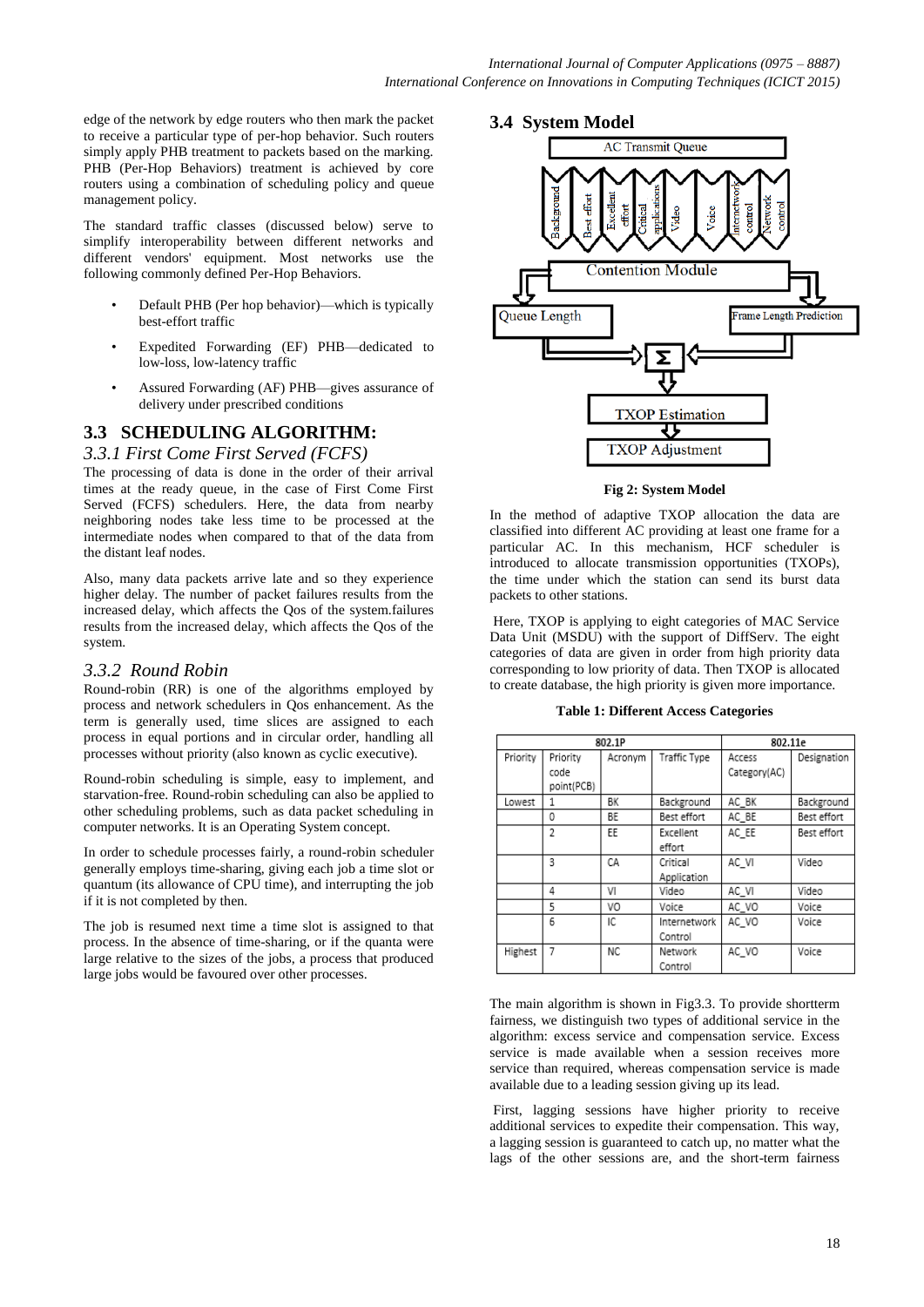edge of the network by edge routers who then mark the packet to receive a particular type of per-hop behavior. Such routers simply apply PHB treatment to packets based on the marking. PHB (Per-Hop Behaviors) treatment is achieved by core routers using a combination of scheduling policy and queue management policy.

The standard traffic classes (discussed below) serve to simplify interoperability between different networks and different vendors' equipment. Most networks use the following commonly defined Per-Hop Behaviors.

- Default PHB (Per hop behavior)—which is typically best-effort traffic
- Expedited Forwarding (EF) PHB—dedicated to low-loss, low-latency traffic
- Assured Forwarding (AF) PHB—gives assurance of delivery under prescribed conditions

## 3.3 SCHEDULING ALGORITHM:

### *3.3.1 First Come First Served (FCFS)*

The processing of data is done in the order of their arrival times at the ready queue, in the case of First Come First Served (FCFS) schedulers. Here, the data from nearby neighboring nodes take less time to be processed at the intermediate nodes when compared to that of the data from the distant leaf nodes.

Also, many data packets arrive late and so they experience higher delay. The number of packet failures results from the increased delay, which affects the Qos of the system.failures results from the increased delay, which affects the Qos of the system.

### *3.3.2 Round Robin*

Round-robin (RR) is one of the algorithms employed by process and network schedulers in Qos enhancement. As the term is generally used, time slices are assigned to each process in equal portions and in circular order, handling all processes without priority (also known as cyclic executive).

Round-robin scheduling is simple, easy to implement, and starvation-free. Round-robin scheduling can also be applied to other scheduling problems, such as data packet scheduling in computer networks. It is an Operating System concept.

In order to schedule processes fairly, a round-robin scheduler generally employs time-sharing, giving each job a time slot or quantum (its allowance of CPU time), and interrupting the job if it is not completed by then.

The job is resumed next time a time slot is assigned to that process. In the absence of time-sharing, or if the quanta were large relative to the sizes of the jobs, a process that produced large jobs would be favoured over other processes.

## 3.4 System Model

AC Transmit Queue

Background | Best effort | Excellent effort | Critical applications | Video | Voice | Internetwork control | Network control

Contention Module

Queue Length | Frame Length Prediction

Σ

TXOP Estimation

TXOP Adjustment

**Fig 2: System Model**

In the method of adaptive TXOP allocation the data are classified into different AC providing at least one frame for a particular AC. In this mechanism, HCF scheduler is introduced to allocate transmission opportunities (TXOPs), the time under which the station can send its burst data packets to other stations.

Here, TXOP is applying to eight categories of MAC Service Data Unit (MSDU) with the support of DiffServ. The eight categories of data are given in order from high priority data corresponding to low priority of data. Then TXOP is allocated to create database, the high priority is given more importance.

**Table 1: Different Access Categories**

| 802.1P | | | | 802.11e | |
|---|---|---|---|---|---|
| Priority | Priority code point(PCB) | Acronym | Traffic Type | Access Category(AC) | Designation |
| Lowest | 1 | BK | Background | AC_BK | Background |
| | 0 | BE | Best effort | AC_BE | Best effort |
| | 2 | EE | Excellent effort | AC_EE | Best effort |
| | 3 | CA | Critical Application | AC_VI | Video |
| | 4 | VI | Video | AC_VI | Video |
| | 5 | VO | Voice | AC_VO | Voice |
| | 6 | IC | Internetwork Control | AC_VO | Voice |
| Highest | 7 | NC | Network Control | AC_VO | Voice |

The main algorithm is shown in Fig3.3. To provide shortterm fairness, we distinguish two types of additional service in the algorithm: excess service and compensation service. Excess service is made available when a session receives more service than required, whereas compensation service is made available due to a leading session giving up its lead.

First, lagging sessions have higher priority to receive additional services to expedite their compensation. This way, a lagging session is guaranteed to catch up, no matter what the lags of the other sessions are, and the short-term fairness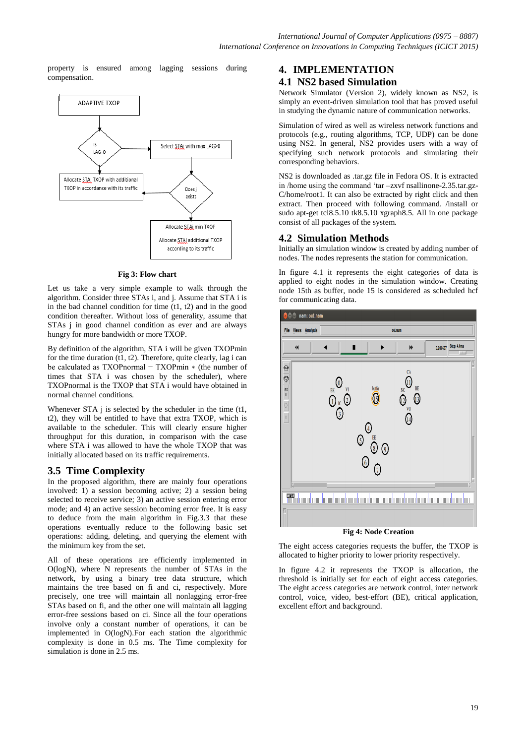property is ensured among lagging sessions during compensation.

Fig 3: Flow chart

Let us take a very simple example to walk through the algorithm. Consider three STAs i, and j. Assume that STA i is in the bad channel condition for time (t1, t2) and in the good condition thereafter. Without loss of generality, assume that STAs j in good channel condition as ever and are always hungry for more bandwidth or more TXOP.

By definition of the algorithm, STA i will be given TXOPmin for the time duration (t1, t2). Therefore, quite clearly, lag i can be calculated as TXOPnormal − TXOPmin ∗ (the number of times that STA i was chosen by the scheduler), where TXOPnormal is the TXOP that STA i would have obtained in normal channel conditions.

Whenever STA j is selected by the scheduler in the time (t1, t2), they will be entitled to have that extra TXOP, which is available to the scheduler. This will clearly ensure higher throughput for this duration, in comparison with the case where STA i was allowed to have the whole TXOP that was initially allocated based on its traffic requirements.

## 3.5 Time Complexity

In the proposed algorithm, there are mainly four operations involved: 1) a session becoming active; 2) a session being selected to receive service; 3) an active session entering error mode; and 4) an active session becoming error free. It is easy to deduce from the main algorithm in Fig.3.3 that these operations eventually reduce to the following basic set operations: adding, deleting, and querying the element with the minimum key from the set.

All of these operations are efficiently implemented in O(logN), where N represents the number of STAs in the network, by using a binary tree data structure, which maintains the tree based on fi and ci, respectively. More precisely, one tree will maintain all nonlagging error-free STAs based on fi, and the other one will maintain all lagging error-free sessions based on ci. Since all the four operations involve only a constant number of operations, it can be implemented in O(logN).For each station the algorithmic complexity is done in 0.5 ms. The Time complexity for simulation is done in 2.5 ms.

# 4. IMPLEMENTATION

## 4.1 NS2 based Simulation

Network Simulator (Version 2), widely known as NS2, is simply an event-driven simulation tool that has proved useful in studying the dynamic nature of communication networks.

Simulation of wired as well as wireless network functions and protocols (e.g., routing algorithms, TCP, UDP) can be done using NS2. In general, NS2 provides users with a way of specifying such network protocols and simulating their corresponding behaviors.

NS2 is downloaded as .tar.gz file in Fedora OS. It is extracted in /home using the command 'tar –zxvf nsallinone-2.35.tar.gz-C/home/root1. It can also be extracted by right click and then extract. Then proceed with following command. /install or sudo apt-get tcl8.5.10 tk8.5.10 xgraph8.5. All in one package consist of all packages of the system.

## 4.2 Simulation Methods

Initially an simulation window is created by adding number of nodes. The nodes represents the station for communication.

In figure 4.1 it represents the eight categories of data is applied to eight nodes in the simulation window. Creating node 15th as buffer, node 15 is considered as scheduled hcf for communicating data.

Fig 4: Node Creation

The eight access categories requests the buffer, the TXOP is allocated to higher priority to lower priority respectively.

In figure 4.2 it represents the TXOP is allocation, the threshold is initially set for each of eight access categories. The eight access categories are network control, inter network control, voice, video, best-effort (BE), critical application, excellent effort and background.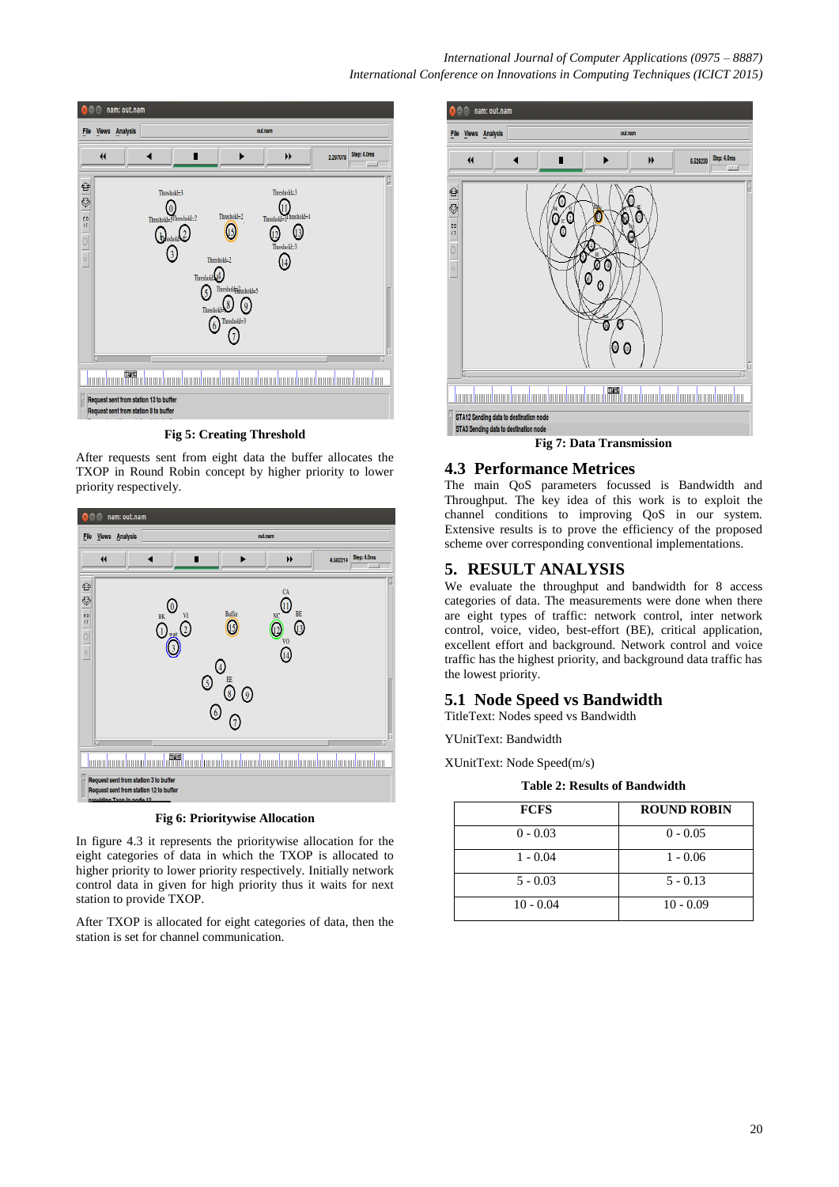Fig 5: Creating Threshold

After requests sent from eight data the buffer allocates the TXOP in Round Robin concept by higher priority to lower priority respectively.

Fig 6: Prioritywise Allocation

In figure 4.3 it represents the prioritywise allocation for the eight categories of data in which the TXOP is allocated to higher priority to lower priority respectively. Initially network control data in given for high priority thus it waits for next station to provide TXOP.

After TXOP is allocated for eight categories of data, then the station is set for channel communication.

Fig 7: Data Transmission

## 4.3 Performance Metrices

The main QoS parameters focussed is Bandwidth and Throughput. The key idea of this work is to exploit the channel conditions to improving QoS in our system. Extensive results is to prove the efficiency of the proposed scheme over corresponding conventional implementations.

# 5. RESULT ANALYSIS

We evaluate the throughput and bandwidth for 8 access categories of data. The measurements were done when there are eight types of traffic: network control, inter network control, voice, video, best-effort (BE), critical application, excellent effort and background. Network control and voice traffic has the highest priority, and background data traffic has the lowest priority.

## 5.1 Node Speed vs Bandwidth

TitleText: Nodes speed vs Bandwidth

YUnitText: Bandwidth

XUnitText: Node Speed(m/s)

**Table 2: Results of Bandwidth**

| FCFS | ROUND ROBIN |
|---|---|
| 0 - 0.03 | 0 - 0.05 |
| 1 - 0.04 | 1 - 0.06 |
| 5 - 0.03 | 5 - 0.13 |
| 10 - 0.04 | 10 - 0.09 |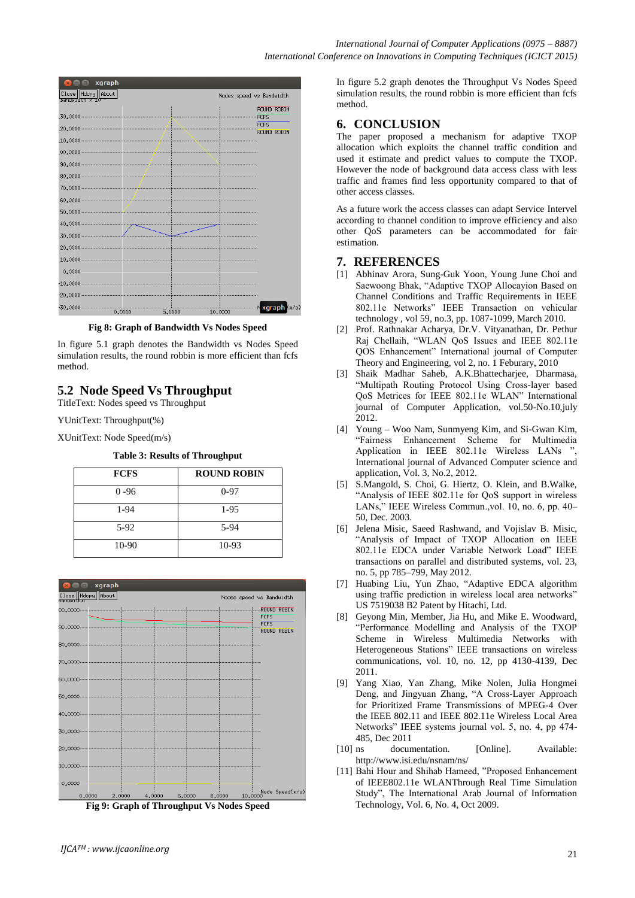xgraph

Close | Hdcpy | About

Nodes speed vs Bandwidth

Bandwidth x 10

130.0000
120.0000
110.0000
100.0000
90.0000
80.0000
70.0000
60.0000
50.0000
40.0000
30.0000
20.0000
10.0000
0.0000
-10.0000
-20.0000
-30.0000

0.0000 5.0000 10.0000

ROUND ROBIN
FCFS
FCFS
ROUND ROBIN

xgraph (m/s)

**Fig 8: Graph of Bandwidth Vs Nodes Speed**

In figure 5.1 graph denotes the Bandwidth vs Nodes Speed simulation results, the round robbin is more efficient than fcfs method.

## 5.2 Node Speed Vs Throughput

TitleText: Nodes speed vs Throughput

YUnitText: Throughput(%)

XUnitText: Node Speed(m/s)

**Table 3: Results of Throughput**

| FCFS | ROUND ROBIN |
|---|---|
| 0 -96 | 0-97 |
| 1-94 | 1-95 |
| 5-92 | 5-94 |
| 10-90 | 10-93 |

xgraph

Close | Hdcpy | About

Nodes speed vs Bandwidth

Bandwidth

100.0000
90.0000
80.0000
70.0000
60.0000
50.0000
40.0000
30.0000
20.0000
10.0000
0.0000

0.0000 2.0000 4.0000 6.0000 8.0000 10.0000

Node Speed(m/s)

ROUND ROBIN
FCFS
FCFS
ROUND ROBIN

**Fig 9: Graph of Throughput Vs Nodes Speed**

In figure 5.2 graph denotes the Throughput Vs Nodes Speed simulation results, the round robbin is more efficient than fcfs method.

## 6. CONCLUSION

The paper proposed a mechanism for adaptive TXOP allocation which exploits the channel traffic condition and used it estimate and predict values to compute the TXOP. However the node of background data access class with less traffic and frames find less opportunity compared to that of other access classes.

As a future work the access classes can adapt Service Intervel according to channel condition to improve efficiency and also other QoS parameters can be accommodated for fair estimation.

## 7. REFERENCES

[1] Abhinav Arora, Sung-Guk Yoon, Young June Choi and Saewoong Bhak, "Adaptive TXOP Allocayion Based on Channel Conditions and Traffic Requirements in IEEE 802.11e Networks" IEEE Transaction on vehicular technology , vol 59, no.3, pp. 1087-1099, March 2010.

[2] Prof. Rathnakar Acharya, Dr.V. Vityanathan, Dr. Pethur Raj Chellaih, "WLAN QoS Issues and IEEE 802.11e QOS Enhancement" International journal of Computer Theory and Engineering, vol 2, no. 1 Feburary, 2010

[3] Shaik Madhar Saheb, A.K.Bhattecharjee, Dharmasa, "Multipath Routing Protocol Using Cross-layer based QoS Metrices for IEEE 802.11e WLAN" International journal of Computer Application, vol.50-No.10,july 2012.

[4] Young – Woo Nam, Sunmyeng Kim, and Si-Gwan Kim, "Fairness Enhancement Scheme for Multimedia Application in IEEE 802.11e Wireless LANs ", International journal of Advanced Computer science and application, Vol. 3, No.2, 2012.

[5] S.Mangold, S. Choi, G. Hiertz, O. Klein, and B.Walke, "Analysis of IEEE 802.11e for QoS support in wireless LANs," IEEE Wireless Commun.,vol. 10, no. 6, pp. 40–50, Dec. 2003.

[6] Jelena Misic, Saeed Rashwand, and Vojislav B. Misic, "Analysis of Impact of TXOP Allocation on IEEE 802.11e EDCA under Variable Network Load" IEEE transactions on parallel and distributed systems, vol. 23, no. 5, pp 785–799, May 2012.

[7] Huabing Liu, Yun Zhao, "Adaptive EDCA algorithm using traffic prediction in wireless local area networks" US 7519038 B2 Patent by Hitachi, Ltd.

[8] Geyong Min, Member, Jia Hu, and Mike E. Woodward, "Performance Modelling and Analysis of the TXOP Scheme in Wireless Multimedia Networks with Heterogeneous Stations" IEEE transactions on wireless communications, vol. 10, no. 12, pp 4130-4139, Dec 2011.

[9] Yang Xiao, Yan Zhang, Mike Nolen, Julia Hongmei Deng, and Jingyuan Zhang, "A Cross-Layer Approach for Prioritized Frame Transmissions of MPEG-4 Over the IEEE 802.11 and IEEE 802.11e Wireless Local Area Networks" IEEE systems journal vol. 5, no. 4, pp 474-485, Dec 2011

[10] ns documentation. [Online]. Available: http://www.isi.edu/nsnam/ns/

[11] Bahi Hour and Shihab Hameed, "Proposed Enhancement of IEEE802.11e WLANThrough Real Time Simulation Study", The International Arab Journal of Information Technology, Vol. 6, No. 4, Oct 2009.